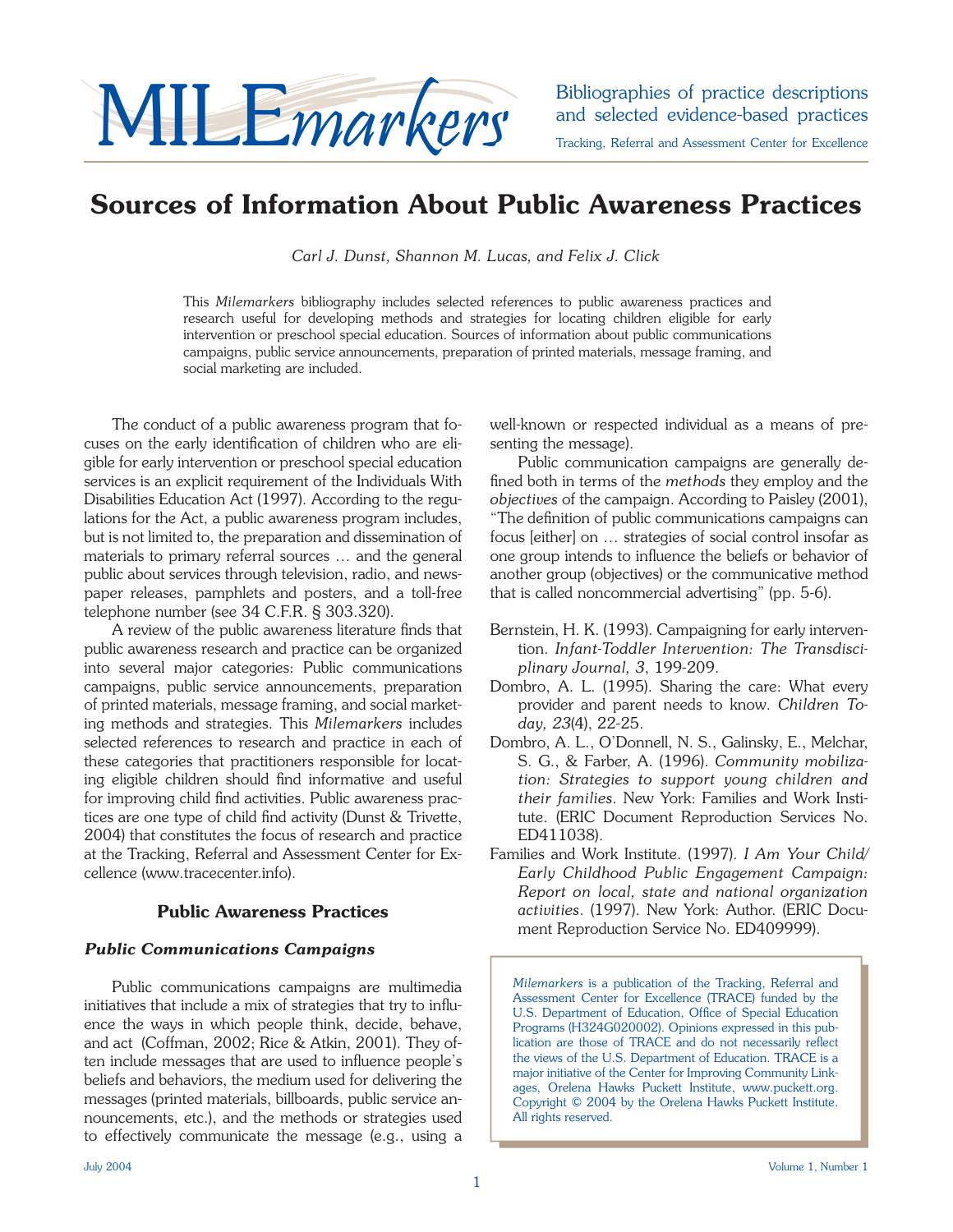# MILEmarkers

Bibliographies of practice descriptions and selected evidence-based practices

Tracking, Referral and Assessment Center for Excellence

## Sources of Information About Public Awareness Practices

*Carl J. Dunst, Shannon M. Lucas, and Felix J. Click*

This *Milemarkers* bibliography includes selected references to public awareness practices and research useful for developing methods and strategies for locating children eligible for early intervention or preschool special education. Sources of information about public communications campaigns, public service announcements, preparation of printed materials, message framing, and social marketing are included.

The conduct of a public awareness program that focuses on the early identification of children who are eligible for early intervention or preschool special education services is an explicit requirement of the Individuals With Disabilities Education Act (1997). According to the regulations for the Act, a public awareness program includes, but is not limited to, the preparation and dissemination of materials to primary referral sources … and the general public about services through television, radio, and newspaper releases, pamphlets and posters, and a toll-free telephone number (see 34 C.F.R. § 303.320).

A review of the public awareness literature finds that public awareness research and practice can be organized into several major categories: Public communications campaigns, public service announcements, preparation of printed materials, message framing, and social marketing methods and strategies. This *Milemarkers* includes selected references to research and practice in each of these categories that practitioners responsible for locating eligible children should find informative and useful for improving child find activities. Public awareness practices are one type of child find activity (Dunst & Trivette, 2004) that constitutes the focus of research and practice at the Tracking, Referral and Assessment Center for Excellence (www.tracecenter.info).

### Public Awareness Practices

#### *Public Communications Campaigns*

Public communications campaigns are multimedia initiatives that include a mix of strategies that try to influence the ways in which people think, decide, behave, and act (Coffman, 2002; Rice & Atkin, 2001). They often include messages that are used to influence people's beliefs and behaviors, the medium used for delivering the messages (printed materials, billboards, public service announcements, etc.), and the methods or strategies used to effectively communicate the message (e.g., using a well-known or respected individual as a means of presenting the message).

Public communication campaigns are generally defined both in terms of the *methods* they employ and the *objectives* of the campaign. According to Paisley (2001), "The definition of public communications campaigns can focus [either] on … strategies of social control insofar as one group intends to influence the beliefs or behavior of another group (objectives) or the communicative method that is called noncommercial advertising" (pp. 5-6).

Bernstein, H. K. (1993). Campaigning for early intervention. *Infant-Toddler Intervention: The Transdisciplinary Journal, 3*, 199-209.

Dombro, A. L. (1995). Sharing the care: What every provider and parent needs to know. *Children Today, 23*(4), 22-25.

Dombro, A. L., O'Donnell, N. S., Galinsky, E., Melchar, S. G., & Farber, A. (1996). *Community mobilization: Strategies to support young children and their families*. New York: Families and Work Institute. (ERIC Document Reproduction Services No. ED411038).

Families and Work Institute. (1997). *I Am Your Child/Early Childhood Public Engagement Campaign: Report on local, state and national organization activities*. (1997). New York: Author. (ERIC Document Reproduction Service No. ED409999).

*Milemarkers* is a publication of the Tracking, Referral and Assessment Center for Excellence (TRACE) funded by the U.S. Department of Education, Office of Special Education Programs (H324G020002). Opinions expressed in this publication are those of TRACE and do not necessarily reflect the views of the U.S. Department of Education. TRACE is a major initiative of the Center for Improving Community Linkages, Orelena Hawks Puckett Institute, www.puckett.org. Copyright © 2004 by the Orelena Hawks Puckett Institute. All rights reserved.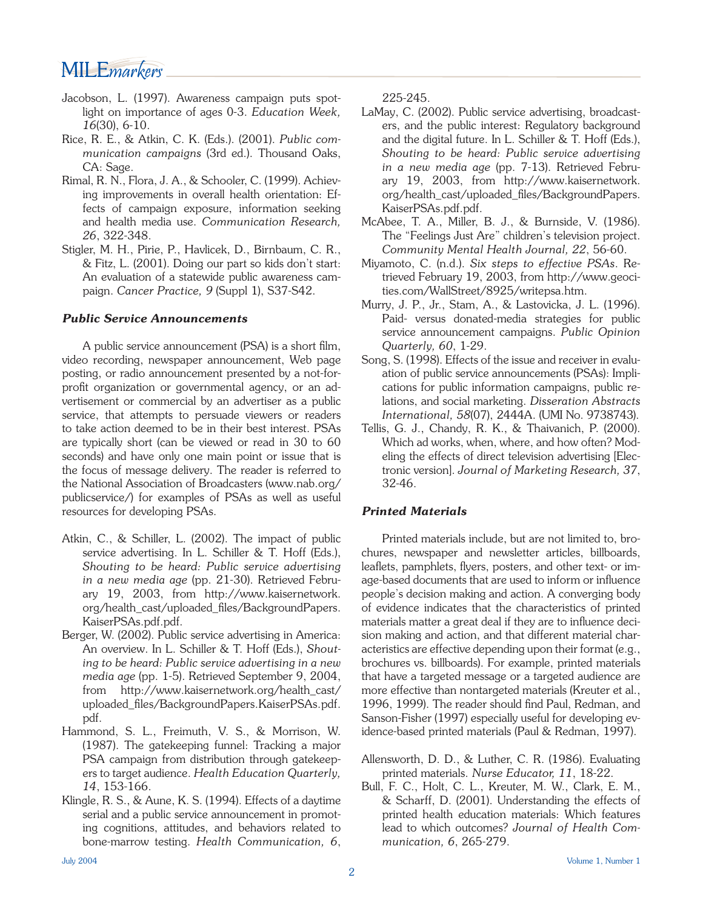Jacobson, L. (1997). Awareness campaign puts spotlight on importance of ages 0-3. *Education Week, 16*(30), 6-10.

Rice, R. E., & Atkin, C. K. (Eds.). (2001). *Public communication campaigns* (3rd ed.). Thousand Oaks, CA: Sage.

Rimal, R. N., Flora, J. A., & Schooler, C. (1999). Achieving improvements in overall health orientation: Effects of campaign exposure, information seeking and health media use. *Communication Research, 26*, 322-348.

Stigler, M. H., Pirie, P., Havlicek, D., Birnbaum, C. R., & Fitz, L. (2001). Doing our part so kids don't start: An evaluation of a statewide public awareness campaign. *Cancer Practice, 9* (Suppl 1), S37-S42.

### *Public Service Announcements*

A public service announcement (PSA) is a short film, video recording, newspaper announcement, Web page posting, or radio announcement presented by a not-for-profit organization or governmental agency, or an advertisement or commercial by an advertiser as a public service, that attempts to persuade viewers or readers to take action deemed to be in their best interest. PSAs are typically short (can be viewed or read in 30 to 60 seconds) and have only one main point or issue that is the focus of message delivery. The reader is referred to the National Association of Broadcasters (www.nab.org/publicservice/) for examples of PSAs as well as useful resources for developing PSAs.

Atkin, C., & Schiller, L. (2002). The impact of public service advertising. In L. Schiller & T. Hoff (Eds.), *Shouting to be heard: Public service advertising in a new media age* (pp. 21-30). Retrieved February 19, 2003, from http://www.kaisernetwork.org/health_cast/uploaded_files/BackgroundPapers.KaiserPSAs.pdf.pdf.

Berger, W. (2002). Public service advertising in America: An overview. In L. Schiller & T. Hoff (Eds.), *Shouting to be heard: Public service advertising in a new media age* (pp. 1-5). Retrieved September 9, 2004, from http://www.kaisernetwork.org/health_cast/uploaded_files/BackgroundPapers.KaiserPSAs.pdf.pdf.

Hammond, S. L., Freimuth, V. S., & Morrison, W. (1987). The gatekeeping funnel: Tracking a major PSA campaign from distribution through gatekeepers to target audience. *Health Education Quarterly, 14*, 153-166.

Klingle, R. S., & Aune, K. S. (1994). Effects of a daytime serial and a public service announcement in promoting cognitions, attitudes, and behaviors related to bone-marrow testing. *Health Communication, 6*, 225-245.

LaMay, C. (2002). Public service advertising, broadcasters, and the public interest: Regulatory background and the digital future. In L. Schiller & T. Hoff (Eds.), *Shouting to be heard: Public service advertising in a new media age* (pp. 7-13). Retrieved February 19, 2003, from http://www.kaisernetwork.org/health_cast/uploaded_files/BackgroundPapers.KaiserPSAs.pdf.pdf.

McAbee, T. A., Miller, B. J., & Burnside, V. (1986). The "Feelings Just Are" children's television project. *Community Mental Health Journal, 22*, 56-60.

Miyamoto, C. (n.d.). *Six steps to effective PSAs*. Retrieved February 19, 2003, from http://www.geocities.com/WallStreet/8925/writepsa.htm.

Murry, J. P., Jr., Stam, A., & Lastovicka, J. L. (1996). Paid- versus donated-media strategies for public service announcement campaigns. *Public Opinion Quarterly, 60*, 1-29.

Song, S. (1998). Effects of the issue and receiver in evaluation of public service announcements (PSAs): Implications for public information campaigns, public relations, and social marketing. *Disseration Abstracts International, 58*(07), 2444A. (UMI No. 9738743).

Tellis, G. J., Chandy, R. K., & Thaivanich, P. (2000). Which ad works, when, where, and how often? Modeling the effects of direct television advertising [Electronic version]. *Journal of Marketing Research, 37*, 32-46.

### *Printed Materials*

Printed materials include, but are not limited to, brochures, newspaper and newsletter articles, billboards, leaflets, pamphlets, flyers, posters, and other text- or image-based documents that are used to inform or influence people's decision making and action. A converging body of evidence indicates that the characteristics of printed materials matter a great deal if they are to influence decision making and action, and that different material characteristics are effective depending upon their format (e.g., brochures vs. billboards). For example, printed materials that have a targeted message or a targeted audience are more effective than nontargeted materials (Kreuter et al., 1996, 1999). The reader should find Paul, Redman, and Sanson-Fisher (1997) especially useful for developing evidence-based printed materials (Paul & Redman, 1997).

Allensworth, D. D., & Luther, C. R. (1986). Evaluating printed materials. *Nurse Educator, 11*, 18-22.

Bull, F. C., Holt, C. L., Kreuter, M. W., Clark, E. M., & Scharff, D. (2001). Understanding the effects of printed health education materials: Which features lead to which outcomes? *Journal of Health Communication, 6*, 265-279.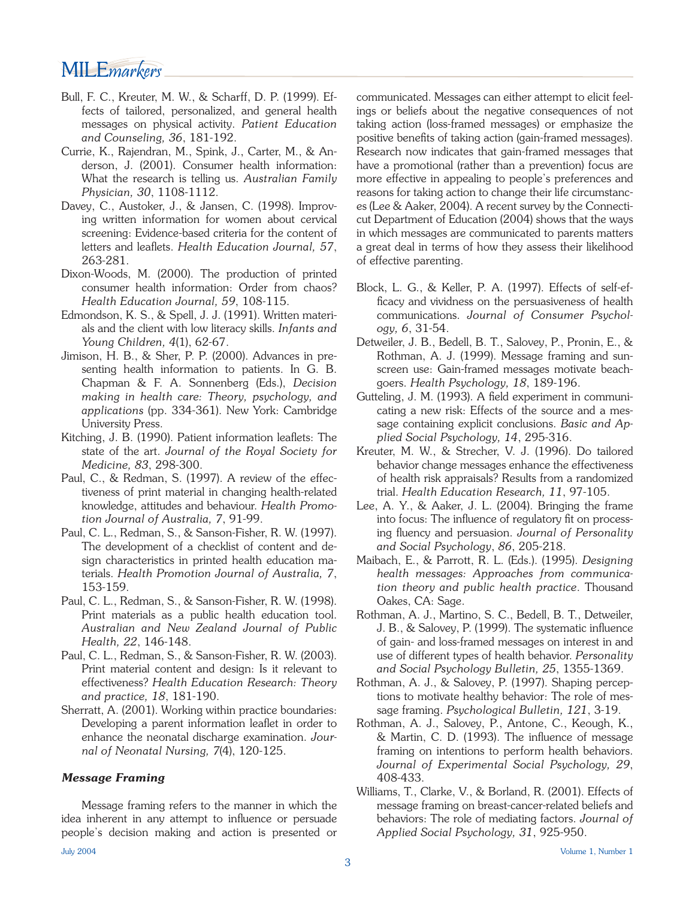Bull, F. C., Kreuter, M. W., & Scharff, D. P. (1999). Effects of tailored, personalized, and general health messages on physical activity. *Patient Education and Counseling, 36*, 181-192.

Currie, K., Rajendran, M., Spink, J., Carter, M., & Anderson, J. (2001). Consumer health information: What the research is telling us. *Australian Family Physician, 30*, 1108-1112.

Davey, C., Austoker, J., & Jansen, C. (1998). Improving written information for women about cervical screening: Evidence-based criteria for the content of letters and leaflets. *Health Education Journal, 57*, 263-281.

Dixon-Woods, M. (2000). The production of printed consumer health information: Order from chaos? *Health Education Journal, 59*, 108-115.

Edmondson, K. S., & Spell, J. J. (1991). Written materials and the client with low literacy skills. *Infants and Young Children, 4*(1), 62-67.

Jimison, H. B., & Sher, P. P. (2000). Advances in presenting health information to patients. In G. B. Chapman & F. A. Sonnenberg (Eds.), *Decision making in health care: Theory, psychology, and applications* (pp. 334-361). New York: Cambridge University Press.

Kitching, J. B. (1990). Patient information leaflets: The state of the art. *Journal of the Royal Society for Medicine, 83*, 298-300.

Paul, C., & Redman, S. (1997). A review of the effectiveness of print material in changing health-related knowledge, attitudes and behaviour. *Health Promotion Journal of Australia, 7*, 91-99.

Paul, C. L., Redman, S., & Sanson-Fisher, R. W. (1997). The development of a checklist of content and design characteristics in printed health education materials. *Health Promotion Journal of Australia, 7*, 153-159.

Paul, C. L., Redman, S., & Sanson-Fisher, R. W. (1998). Print materials as a public health education tool. *Australian and New Zealand Journal of Public Health, 22*, 146-148.

Paul, C. L., Redman, S., & Sanson-Fisher, R. W. (2003). Print material content and design: Is it relevant to effectiveness? *Health Education Research: Theory and practice, 18*, 181-190.

Sherratt, A. (2001). Working within practice boundaries: Developing a parent information leaflet in order to enhance the neonatal discharge examination. *Journal of Neonatal Nursing, 7*(4), 120-125.

### *Message Framing*

Message framing refers to the manner in which the idea inherent in any attempt to influence or persuade people's decision making and action is presented or communicated. Messages can either attempt to elicit feelings or beliefs about the negative consequences of not taking action (loss-framed messages) or emphasize the positive benefits of taking action (gain-framed messages). Research now indicates that gain-framed messages that have a promotional (rather than a prevention) focus are more effective in appealing to people's preferences and reasons for taking action to change their life circumstances (Lee & Aaker, 2004). A recent survey by the Connecticut Department of Education (2004) shows that the ways in which messages are communicated to parents matters a great deal in terms of how they assess their likelihood of effective parenting.

Block, L. G., & Keller, P. A. (1997). Effects of self-efficacy and vividness on the persuasiveness of health communications. *Journal of Consumer Psychology, 6*, 31-54.

Detweiler, J. B., Bedell, B. T., Salovey, P., Pronin, E., & Rothman, A. J. (1999). Message framing and sunscreen use: Gain-framed messages motivate beachgoers. *Health Psychology, 18*, 189-196.

Gutteling, J. M. (1993). A field experiment in communicating a new risk: Effects of the source and a message containing explicit conclusions. *Basic and Applied Social Psychology, 14*, 295-316.

Kreuter, M. W., & Strecher, V. J. (1996). Do tailored behavior change messages enhance the effectiveness of health risk appraisals? Results from a randomized trial. *Health Education Research, 11*, 97-105.

Lee, A. Y., & Aaker, J. L. (2004). Bringing the frame into focus: The influence of regulatory fit on processing fluency and persuasion. *Journal of Personality and Social Psychology*, *86*, 205-218.

Maibach, E., & Parrott, R. L. (Eds.). (1995). *Designing health messages: Approaches from communication theory and public health practice*. Thousand Oakes, CA: Sage.

Rothman, A. J., Martino, S. C., Bedell, B. T., Detweiler, J. B., & Salovey, P. (1999). The systematic influence of gain- and loss-framed messages on interest in and use of different types of health behavior. *Personality and Social Psychology Bulletin, 25*, 1355-1369.

Rothman, A. J., & Salovey, P. (1997). Shaping perceptions to motivate healthy behavior: The role of message framing. *Psychological Bulletin, 121*, 3-19.

Rothman, A. J., Salovey, P., Antone, C., Keough, K., & Martin, C. D. (1993). The influence of message framing on intentions to perform health behaviors. *Journal of Experimental Social Psychology, 29*, 408-433.

Williams, T., Clarke, V., & Borland, R. (2001). Effects of message framing on breast-cancer-related beliefs and behaviors: The role of mediating factors. *Journal of Applied Social Psychology, 31*, 925-950.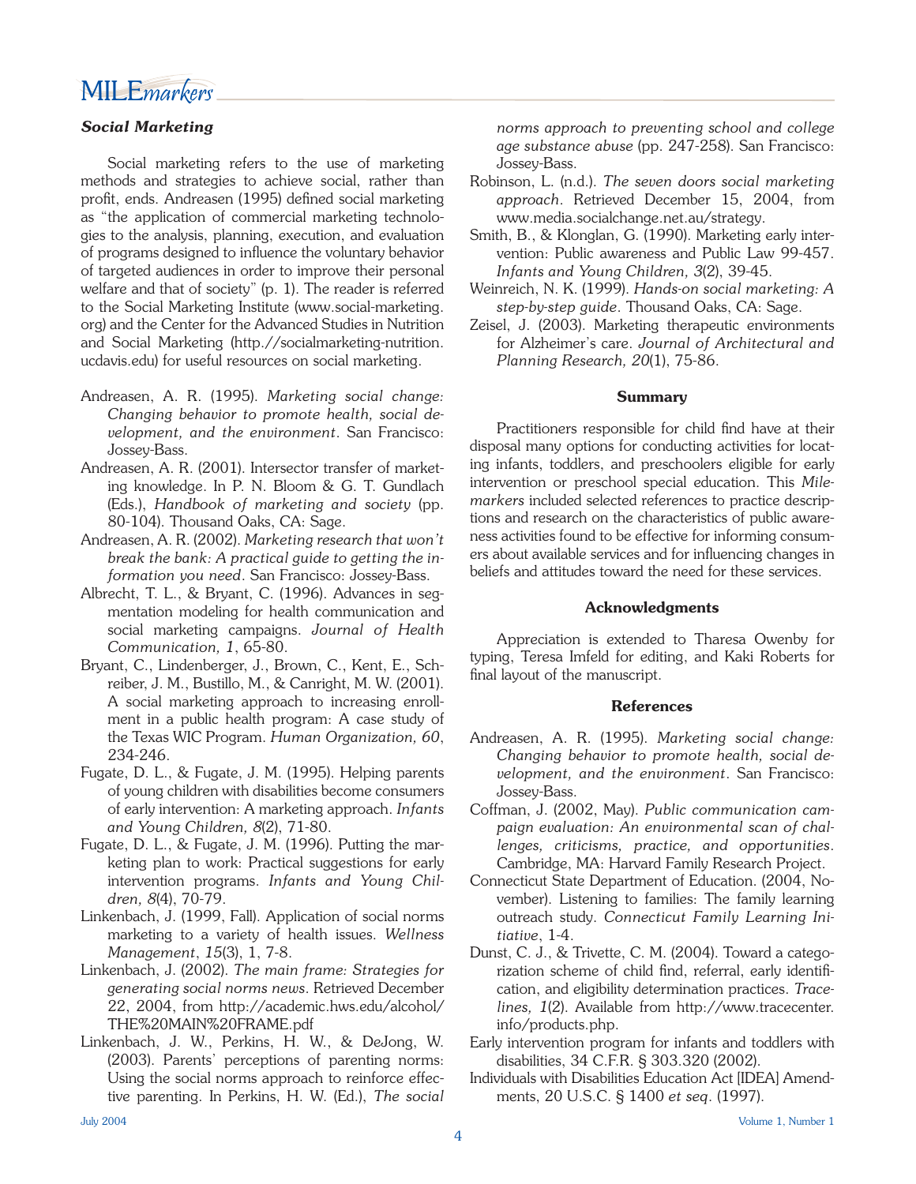### Social Marketing

Social marketing refers to the use of marketing methods and strategies to achieve social, rather than profit, ends. Andreasen (1995) defined social marketing as "the application of commercial marketing technologies to the analysis, planning, execution, and evaluation of programs designed to influence the voluntary behavior of targeted audiences in order to improve their personal welfare and that of society" (p. 1). The reader is referred to the Social Marketing Institute (www.social-marketing.org) and the Center for the Advanced Studies in Nutrition and Social Marketing (http.//socialmarketing-nutrition.ucdavis.edu) for useful resources on social marketing.

Andreasen, A. R. (1995). *Marketing social change: Changing behavior to promote health, social development, and the environment*. San Francisco: Jossey-Bass.

Andreasen, A. R. (2001). Intersector transfer of marketing knowledge. In P. N. Bloom & G. T. Gundlach (Eds.), *Handbook of marketing and society* (pp. 80-104). Thousand Oaks, CA: Sage.

Andreasen, A. R. (2002). *Marketing research that won't break the bank: A practical guide to getting the information you need*. San Francisco: Jossey-Bass.

Albrecht, T. L., & Bryant, C. (1996). Advances in segmentation modeling for health communication and social marketing campaigns. *Journal of Health Communication, 1*, 65-80.

Bryant, C., Lindenberger, J., Brown, C., Kent, E., Schreiber, J. M., Bustillo, M., & Canright, M. W. (2001). A social marketing approach to increasing enrollment in a public health program: A case study of the Texas WIC Program. *Human Organization, 60*, 234-246.

Fugate, D. L., & Fugate, J. M. (1995). Helping parents of young children with disabilities become consumers of early intervention: A marketing approach. *Infants and Young Children, 8*(2), 71-80.

Fugate, D. L., & Fugate, J. M. (1996). Putting the marketing plan to work: Practical suggestions for early intervention programs. *Infants and Young Children, 8*(4), 70-79.

Linkenbach, J. (1999, Fall). Application of social norms marketing to a variety of health issues. *Wellness Management*, *15*(3), 1, 7-8.

Linkenbach, J. (2002). *The main frame: Strategies for generating social norms news*. Retrieved December 22, 2004, from http://academic.hws.edu/alcohol/THE%20MAIN%20FRAME.pdf

Linkenbach, J. W., Perkins, H. W., & DeJong, W. (2003). Parents' perceptions of parenting norms: Using the social norms approach to reinforce effective parenting. In Perkins, H. W. (Ed.), *The social norms approach to preventing school and college age substance abuse* (pp. 247-258). San Francisco: Jossey-Bass.

Robinson, L. (n.d.). *The seven doors social marketing approach*. Retrieved December 15, 2004, from www.media.socialchange.net.au/strategy.

Smith, B., & Klonglan, G. (1990). Marketing early intervention: Public awareness and Public Law 99-457. *Infants and Young Children, 3*(2), 39-45.

Weinreich, N. K. (1999). *Hands-on social marketing: A step-by-step guide*. Thousand Oaks, CA: Sage.

Zeisel, J. (2003). Marketing therapeutic environments for Alzheimer's care. *Journal of Architectural and Planning Research, 20*(1), 75-86.

## Summary

Practitioners responsible for child find have at their disposal many options for conducting activities for locating infants, toddlers, and preschoolers eligible for early intervention or preschool special education. This *Milemarkers* included selected references to practice descriptions and research on the characteristics of public awareness activities found to be effective for informing consumers about available services and for influencing changes in beliefs and attitudes toward the need for these services.

## Acknowledgments

Appreciation is extended to Tharesa Owenby for typing, Teresa Imfeld for editing, and Kaki Roberts for final layout of the manuscript.

## References

Andreasen, A. R. (1995). *Marketing social change: Changing behavior to promote health, social development, and the environment*. San Francisco: Jossey-Bass.

Coffman, J. (2002, May). *Public communication campaign evaluation: An environmental scan of challenges, criticisms, practice, and opportunities*. Cambridge, MA: Harvard Family Research Project.

Connecticut State Department of Education. (2004, November). Listening to families: The family learning outreach study. *Connecticut Family Learning Initiative*, 1-4.

Dunst, C. J., & Trivette, C. M. (2004). Toward a categorization scheme of child find, referral, early identification, and eligibility determination practices. *Tracelines, 1*(2). Available from http://www.tracecenter.info/products.php.

Early intervention program for infants and toddlers with disabilities, 34 C.F.R. § 303.320 (2002).

Individuals with Disabilities Education Act [IDEA] Amendments, 20 U.S.C. § 1400 *et seq*. (1997).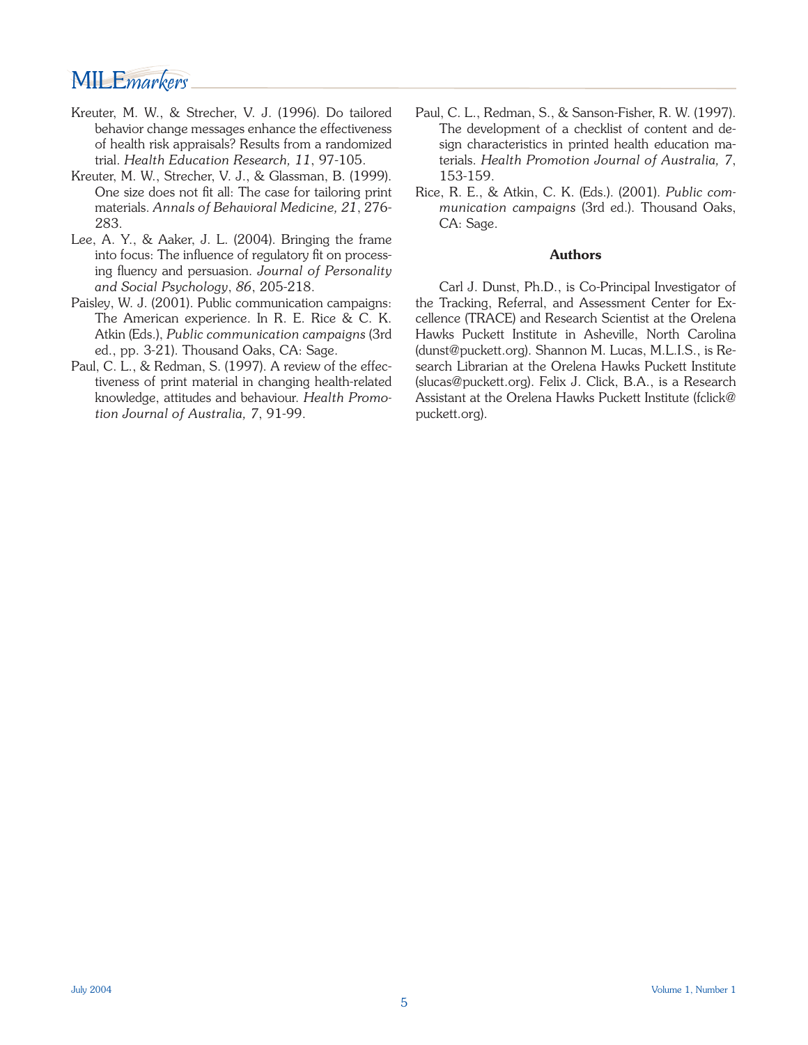Kreuter, M. W., & Strecher, V. J. (1996). Do tailored behavior change messages enhance the effectiveness of health risk appraisals? Results from a randomized trial. *Health Education Research, 11*, 97-105.

Kreuter, M. W., Strecher, V. J., & Glassman, B. (1999). One size does not fit all: The case for tailoring print materials. *Annals of Behavioral Medicine, 21*, 276-283.

Lee, A. Y., & Aaker, J. L. (2004). Bringing the frame into focus: The influence of regulatory fit on processing fluency and persuasion. *Journal of Personality and Social Psychology*, *86*, 205-218.

Paisley, W. J. (2001). Public communication campaigns: The American experience. In R. E. Rice & C. K. Atkin (Eds.), *Public communication campaigns* (3rd ed., pp. 3-21). Thousand Oaks, CA: Sage.

Paul, C. L., & Redman, S. (1997). A review of the effectiveness of print material in changing health-related knowledge, attitudes and behaviour. *Health Promotion Journal of Australia, 7*, 91-99.

Paul, C. L., Redman, S., & Sanson-Fisher, R. W. (1997). The development of a checklist of content and design characteristics in printed health education materials. *Health Promotion Journal of Australia, 7*, 153-159.

Rice, R. E., & Atkin, C. K. (Eds.). (2001). *Public communication campaigns* (3rd ed.). Thousand Oaks, CA: Sage.

### Authors

Carl J. Dunst, Ph.D., is Co-Principal Investigator of the Tracking, Referral, and Assessment Center for Excellence (TRACE) and Research Scientist at the Orelena Hawks Puckett Institute in Asheville, North Carolina (dunst@puckett.org). Shannon M. Lucas, M.L.I.S., is Research Librarian at the Orelena Hawks Puckett Institute (slucas@puckett.org). Felix J. Click, B.A., is a Research Assistant at the Orelena Hawks Puckett Institute (fclick@puckett.org).